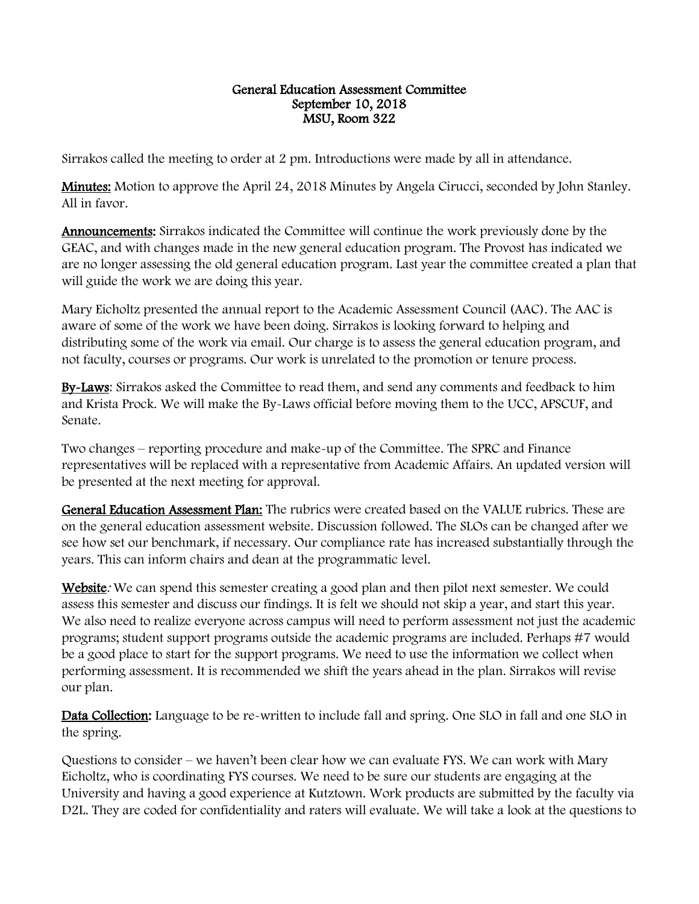**General Education Assessment Committee**
**September 10, 2018**
**MSU, Room 322**

Sirrakos called the meeting to order at 2 pm. Introductions were made by all in attendance.

**Minutes:** Motion to approve the April 24, 2018 Minutes by Angela Cirucci, seconded by John Stanley. All in favor.

**Announcements:** Sirrakos indicated the Committee will continue the work previously done by the GEAC, and with changes made in the new general education program. The Provost has indicated we are no longer assessing the old general education program. Last year the committee created a plan that will guide the work we are doing this year.

Mary Eicholtz presented the annual report to the Academic Assessment Council (AAC). The AAC is aware of some of the work we have been doing. Sirrakos is looking forward to helping and distributing some of the work via email. Our charge is to assess the general education program, and not faculty, courses or programs. Our work is unrelated to the promotion or tenure process.

**By-Laws**: Sirrakos asked the Committee to read them, and send any comments and feedback to him and Krista Prock. We will make the By-Laws official before moving them to the UCC, APSCUF, and Senate.

Two changes – reporting procedure and make-up of the Committee. The SPRC and Finance representatives will be replaced with a representative from Academic Affairs. An updated version will be presented at the next meeting for approval.

**General Education Assessment Plan:** The rubrics were created based on the VALUE rubrics. These are on the general education assessment website. Discussion followed. The SLOs can be changed after we see how set our benchmark, if necessary. Our compliance rate has increased substantially through the years. This can inform chairs and dean at the programmatic level.

**Website**: We can spend this semester creating a good plan and then pilot next semester. We could assess this semester and discuss our findings. It is felt we should not skip a year, and start this year. We also need to realize everyone across campus will need to perform assessment not just the academic programs; student support programs outside the academic programs are included. Perhaps #7 would be a good place to start for the support programs. We need to use the information we collect when performing assessment. It is recommended we shift the years ahead in the plan. Sirrakos will revise our plan.

**Data Collection:** Language to be re-written to include fall and spring. One SLO in fall and one SLO in the spring.

Questions to consider – we haven't been clear how we can evaluate FYS. We can work with Mary Eicholtz, who is coordinating FYS courses. We need to be sure our students are engaging at the University and having a good experience at Kutztown. Work products are submitted by the faculty via D2L. They are coded for confidentiality and raters will evaluate. We will take a look at the questions to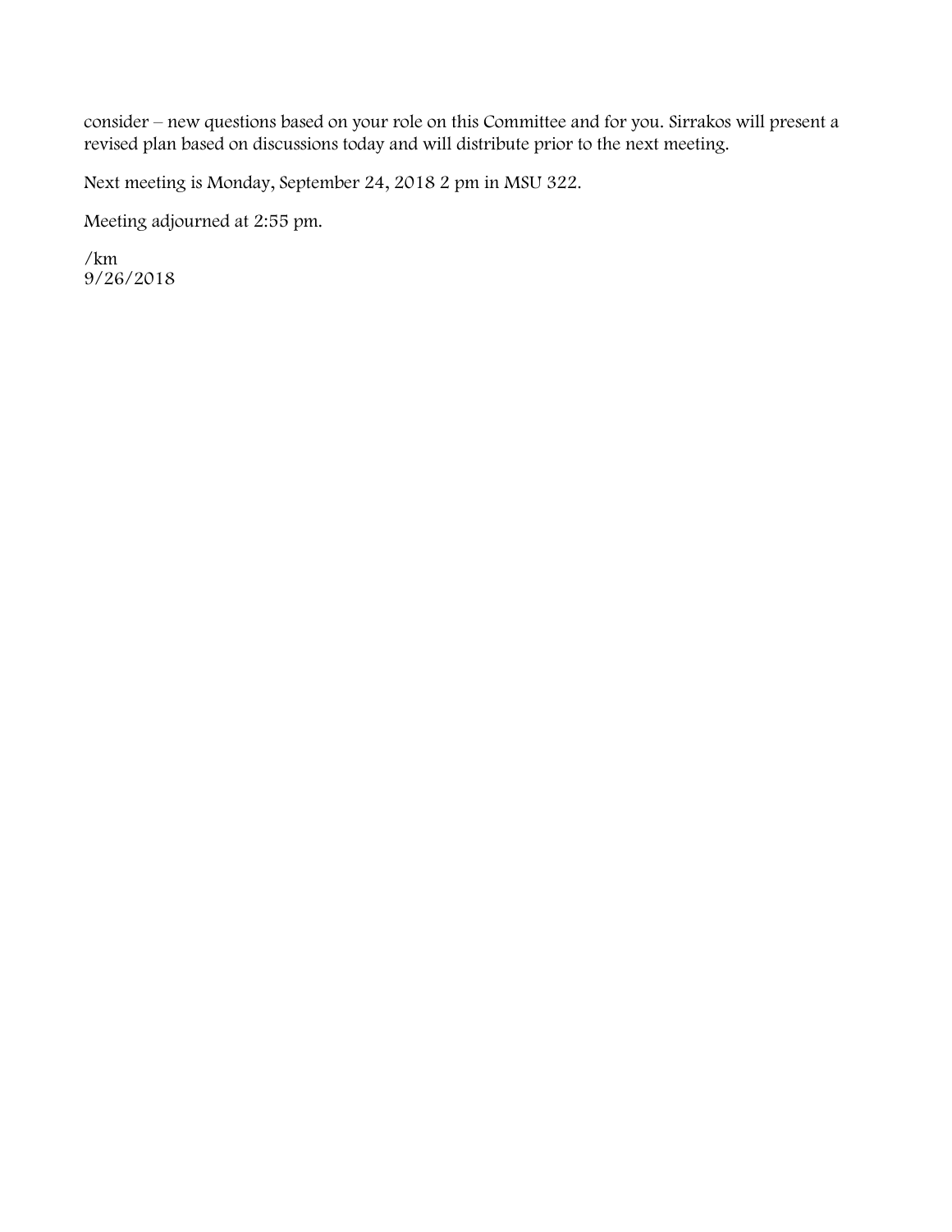consider – new questions based on your role on this Committee and for you. Sirrakos will present a revised plan based on discussions today and will distribute prior to the next meeting.

Next meeting is Monday, September 24, 2018 2 pm in MSU 322.

Meeting adjourned at 2:55 pm.

/km
9/26/2018